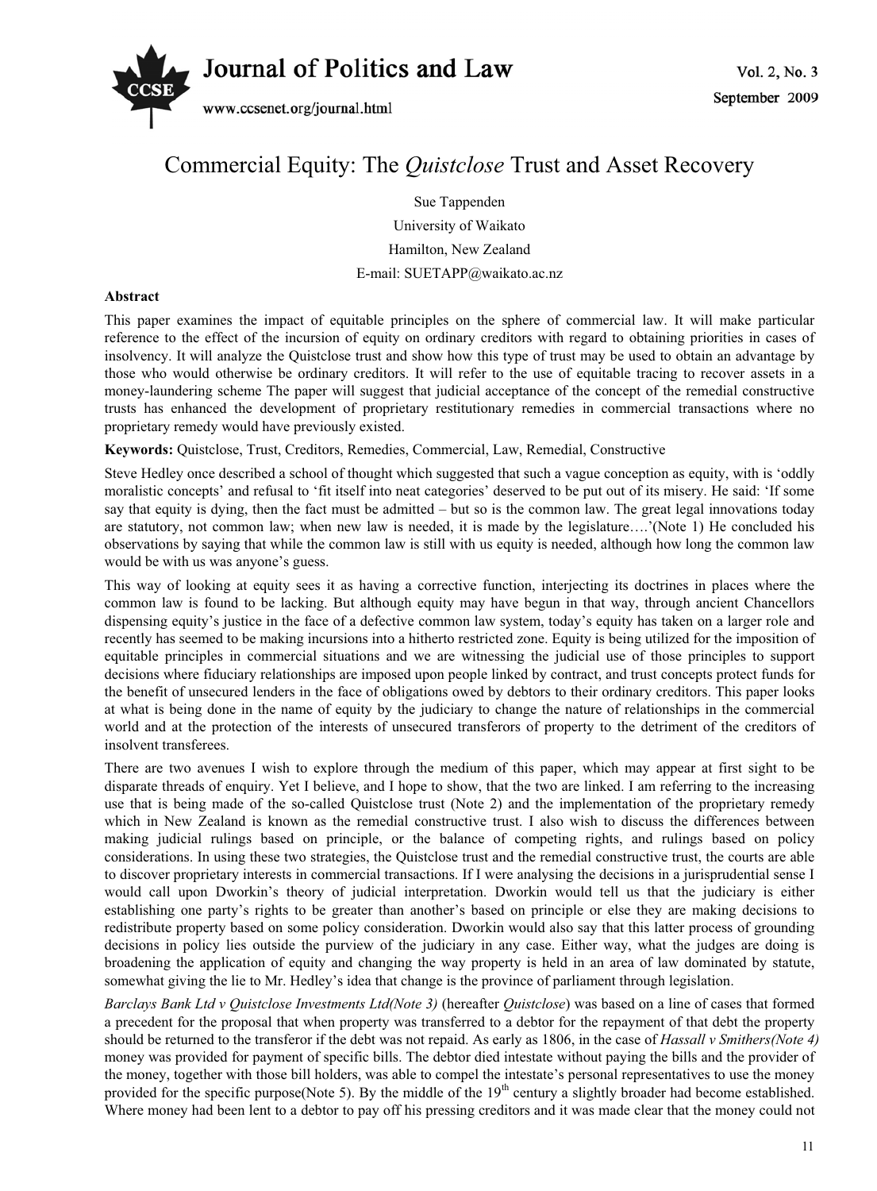# Commercial Equity: The *Quistclose* Trust and Asset Recovery

Sue Tappenden

University of Waikato

Hamilton, New Zealand

E-mail: SUETAPP@waikato.ac.nz

**Abstract**

This paper examines the impact of equitable principles on the sphere of commercial law. It will make particular reference to the effect of the incursion of equity on ordinary creditors with regard to obtaining priorities in cases of insolvency. It will analyze the Quistclose trust and show how this type of trust may be used to obtain an advantage by those who would otherwise be ordinary creditors. It will refer to the use of equitable tracing to recover assets in a money-laundering scheme The paper will suggest that judicial acceptance of the concept of the remedial constructive trusts has enhanced the development of proprietary restitutionary remedies in commercial transactions where no proprietary remedy would have previously existed.

**Keywords:** Quistclose, Trust, Creditors, Remedies, Commercial, Law, Remedial, Constructive

Steve Hedley once described a school of thought which suggested that such a vague conception as equity, with is 'oddly moralistic concepts' and refusal to 'fit itself into neat categories' deserved to be put out of its misery. He said: 'If some say that equity is dying, then the fact must be admitted – but so is the common law. The great legal innovations today are statutory, not common law; when new law is needed, it is made by the legislature….'(Note 1) He concluded his observations by saying that while the common law is still with us equity is needed, although how long the common law would be with us was anyone's guess.

This way of looking at equity sees it as having a corrective function, interjecting its doctrines in places where the common law is found to be lacking. But although equity may have begun in that way, through ancient Chancellors dispensing equity's justice in the face of a defective common law system, today's equity has taken on a larger role and recently has seemed to be making incursions into a hitherto restricted zone. Equity is being utilized for the imposition of equitable principles in commercial situations and we are witnessing the judicial use of those principles to support decisions where fiduciary relationships are imposed upon people linked by contract, and trust concepts protect funds for the benefit of unsecured lenders in the face of obligations owed by debtors to their ordinary creditors. This paper looks at what is being done in the name of equity by the judiciary to change the nature of relationships in the commercial world and at the protection of the interests of unsecured transferors of property to the detriment of the creditors of insolvent transferees.

There are two avenues I wish to explore through the medium of this paper, which may appear at first sight to be disparate threads of enquiry. Yet I believe, and I hope to show, that the two are linked. I am referring to the increasing use that is being made of the so-called Quistclose trust (Note 2) and the implementation of the proprietary remedy which in New Zealand is known as the remedial constructive trust. I also wish to discuss the differences between making judicial rulings based on principle, or the balance of competing rights, and rulings based on policy considerations. In using these two strategies, the Quistclose trust and the remedial constructive trust, the courts are able to discover proprietary interests in commercial transactions. If I were analysing the decisions in a jurisprudential sense I would call upon Dworkin's theory of judicial interpretation. Dworkin would tell us that the judiciary is either establishing one party's rights to be greater than another's based on principle or else they are making decisions to redistribute property based on some policy consideration. Dworkin would also say that this latter process of grounding decisions in policy lies outside the purview of the judiciary in any case. Either way, what the judges are doing is broadening the application of equity and changing the way property is held in an area of law dominated by statute, somewhat giving the lie to Mr. Hedley's idea that change is the province of parliament through legislation.

*Barclays Bank Ltd v Quistclose Investments Ltd(Note 3)* (hereafter *Quistclose*) was based on a line of cases that formed a precedent for the proposal that when property was transferred to a debtor for the repayment of that debt the property should be returned to the transferor if the debt was not repaid. As early as 1806, in the case of *Hassall v Smithers(Note 4)* money was provided for payment of specific bills. The debtor died intestate without paying the bills and the provider of the money, together with those bill holders, was able to compel the intestate's personal representatives to use the money provided for the specific purpose(Note 5). By the middle of the 19th century a slightly broader had become established. Where money had been lent to a debtor to pay off his pressing creditors and it was made clear that the money could not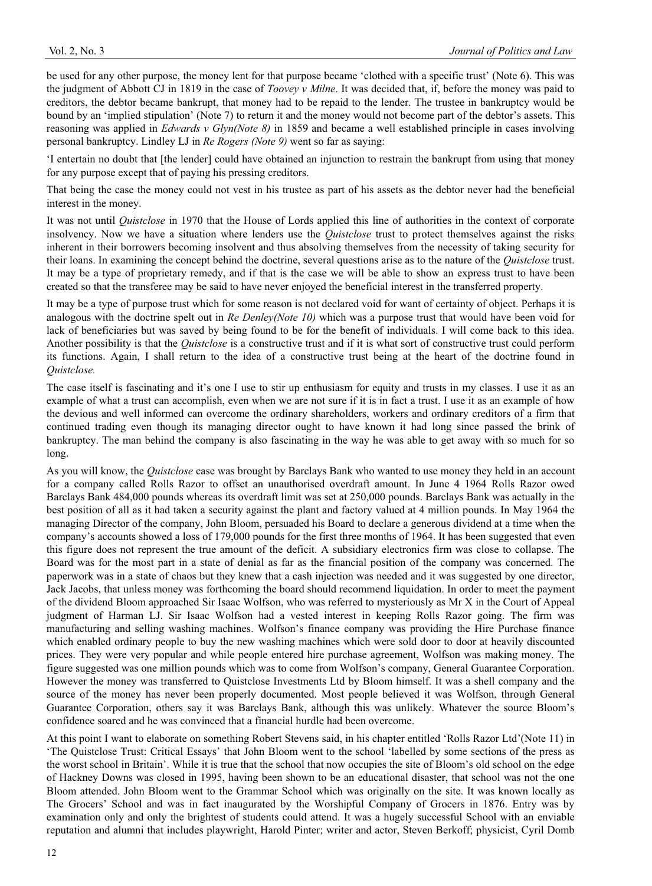be used for any other purpose, the money lent for that purpose became 'clothed with a specific trust' (Note 6). This was the judgment of Abbott CJ in 1819 in the case of *Toovey v Milne*. It was decided that, if, before the money was paid to creditors, the debtor became bankrupt, that money had to be repaid to the lender. The trustee in bankruptcy would be bound by an 'implied stipulation' (Note 7) to return it and the money would not become part of the debtor's assets. This reasoning was applied in *Edwards v Glyn(Note 8)* in 1859 and became a well established principle in cases involving personal bankruptcy. Lindley LJ in *Re Rogers (Note 9)* went so far as saying:

'I entertain no doubt that [the lender] could have obtained an injunction to restrain the bankrupt from using that money for any purpose except that of paying his pressing creditors.

That being the case the money could not vest in his trustee as part of his assets as the debtor never had the beneficial interest in the money.

It was not until *Quistclose* in 1970 that the House of Lords applied this line of authorities in the context of corporate insolvency. Now we have a situation where lenders use the *Quistclose* trust to protect themselves against the risks inherent in their borrowers becoming insolvent and thus absolving themselves from the necessity of taking security for their loans. In examining the concept behind the doctrine, several questions arise as to the nature of the *Quistclose* trust. It may be a type of proprietary remedy, and if that is the case we will be able to show an express trust to have been created so that the transferee may be said to have never enjoyed the beneficial interest in the transferred property.

It may be a type of purpose trust which for some reason is not declared void for want of certainty of object. Perhaps it is analogous with the doctrine spelt out in *Re Denley(Note 10)* which was a purpose trust that would have been void for lack of beneficiaries but was saved by being found to be for the benefit of individuals. I will come back to this idea. Another possibility is that the *Quistclose* is a constructive trust and if it is what sort of constructive trust could perform its functions. Again, I shall return to the idea of a constructive trust being at the heart of the doctrine found in *Quistclose.*

The case itself is fascinating and it's one I use to stir up enthusiasm for equity and trusts in my classes. I use it as an example of what a trust can accomplish, even when we are not sure if it is in fact a trust. I use it as an example of how the devious and well informed can overcome the ordinary shareholders, workers and ordinary creditors of a firm that continued trading even though its managing director ought to have known it had long since passed the brink of bankruptcy. The man behind the company is also fascinating in the way he was able to get away with so much for so long.

As you will know, the *Quistclose* case was brought by Barclays Bank who wanted to use money they held in an account for a company called Rolls Razor to offset an unauthorised overdraft amount. In June 4 1964 Rolls Razor owed Barclays Bank 484,000 pounds whereas its overdraft limit was set at 250,000 pounds. Barclays Bank was actually in the best position of all as it had taken a security against the plant and factory valued at 4 million pounds. In May 1964 the managing Director of the company, John Bloom, persuaded his Board to declare a generous dividend at a time when the company's accounts showed a loss of 179,000 pounds for the first three months of 1964. It has been suggested that even this figure does not represent the true amount of the deficit. A subsidiary electronics firm was close to collapse. The Board was for the most part in a state of denial as far as the financial position of the company was concerned. The paperwork was in a state of chaos but they knew that a cash injection was needed and it was suggested by one director, Jack Jacobs, that unless money was forthcoming the board should recommend liquidation. In order to meet the payment of the dividend Bloom approached Sir Isaac Wolfson, who was referred to mysteriously as Mr X in the Court of Appeal judgment of Harman LJ. Sir Isaac Wolfson had a vested interest in keeping Rolls Razor going. The firm was manufacturing and selling washing machines. Wolfson's finance company was providing the Hire Purchase finance which enabled ordinary people to buy the new washing machines which were sold door to door at heavily discounted prices. They were very popular and while people entered hire purchase agreement, Wolfson was making money. The figure suggested was one million pounds which was to come from Wolfson's company, General Guarantee Corporation. However the money was transferred to Quistclose Investments Ltd by Bloom himself. It was a shell company and the source of the money has never been properly documented. Most people believed it was Wolfson, through General Guarantee Corporation, others say it was Barclays Bank, although this was unlikely. Whatever the source Bloom's confidence soared and he was convinced that a financial hurdle had been overcome.

At this point I want to elaborate on something Robert Stevens said, in his chapter entitled 'Rolls Razor Ltd'(Note 11) in 'The Quistclose Trust: Critical Essays' that John Bloom went to the school 'labelled by some sections of the press as the worst school in Britain'. While it is true that the school that now occupies the site of Bloom's old school on the edge of Hackney Downs was closed in 1995, having been shown to be an educational disaster, that school was not the one Bloom attended. John Bloom went to the Grammar School which was originally on the site. It was known locally as The Grocers' School and was in fact inaugurated by the Worshipful Company of Grocers in 1876. Entry was by examination only and only the brightest of students could attend. It was a hugely successful School with an enviable reputation and alumni that includes playwright, Harold Pinter; writer and actor, Steven Berkoff; physicist, Cyril Domb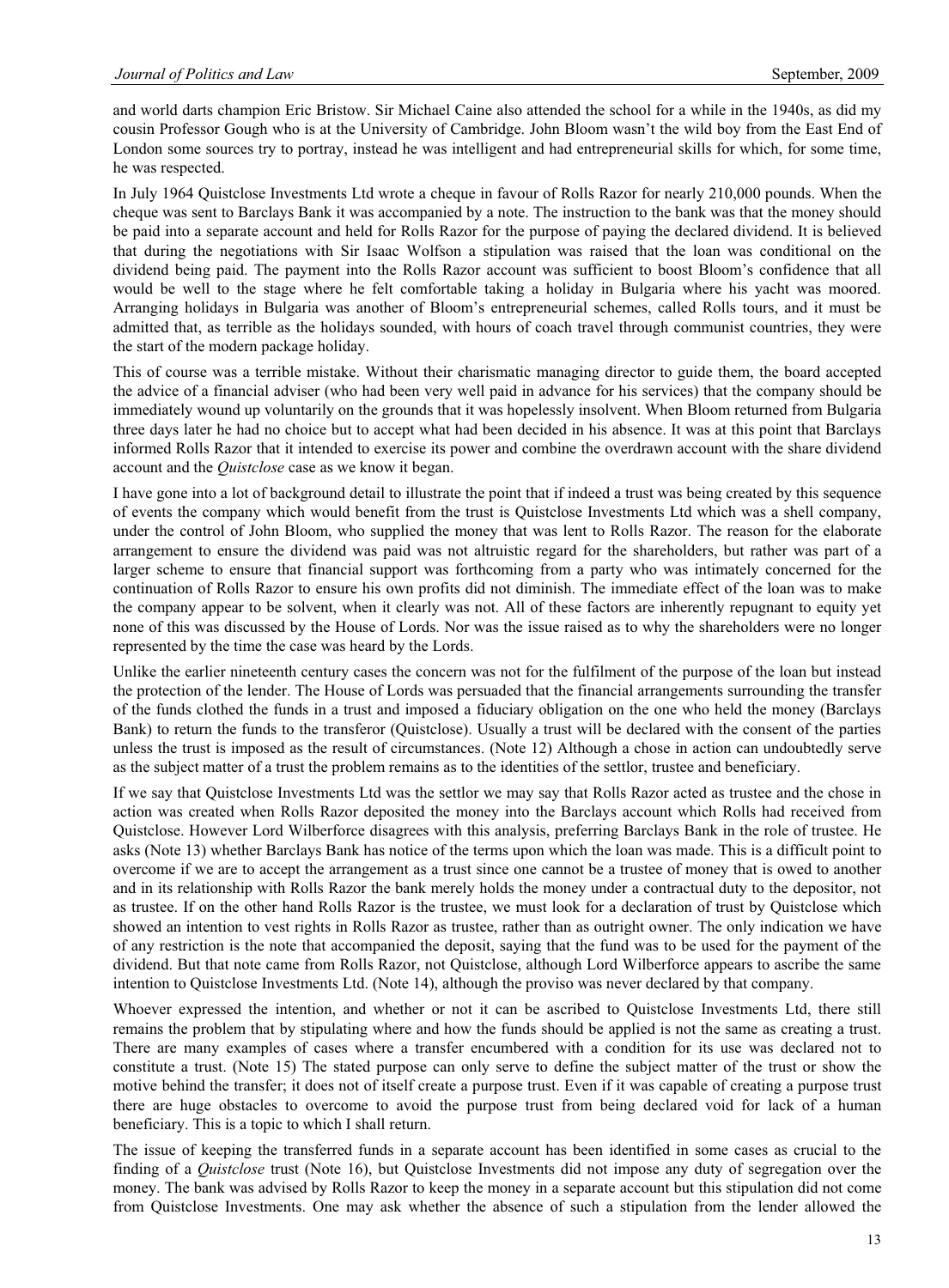and world darts champion Eric Bristow. Sir Michael Caine also attended the school for a while in the 1940s, as did my cousin Professor Gough who is at the University of Cambridge. John Bloom wasn't the wild boy from the East End of London some sources try to portray, instead he was intelligent and had entrepreneurial skills for which, for some time, he was respected.

In July 1964 Quistclose Investments Ltd wrote a cheque in favour of Rolls Razor for nearly 210,000 pounds. When the cheque was sent to Barclays Bank it was accompanied by a note. The instruction to the bank was that the money should be paid into a separate account and held for Rolls Razor for the purpose of paying the declared dividend. It is believed that during the negotiations with Sir Isaac Wolfson a stipulation was raised that the loan was conditional on the dividend being paid. The payment into the Rolls Razor account was sufficient to boost Bloom's confidence that all would be well to the stage where he felt comfortable taking a holiday in Bulgaria where his yacht was moored. Arranging holidays in Bulgaria was another of Bloom's entrepreneurial schemes, called Rolls tours, and it must be admitted that, as terrible as the holidays sounded, with hours of coach travel through communist countries, they were the start of the modern package holiday.

This of course was a terrible mistake. Without their charismatic managing director to guide them, the board accepted the advice of a financial adviser (who had been very well paid in advance for his services) that the company should be immediately wound up voluntarily on the grounds that it was hopelessly insolvent. When Bloom returned from Bulgaria three days later he had no choice but to accept what had been decided in his absence. It was at this point that Barclays informed Rolls Razor that it intended to exercise its power and combine the overdrawn account with the share dividend account and the *Quistclose* case as we know it began.

I have gone into a lot of background detail to illustrate the point that if indeed a trust was being created by this sequence of events the company which would benefit from the trust is Quistclose Investments Ltd which was a shell company, under the control of John Bloom, who supplied the money that was lent to Rolls Razor. The reason for the elaborate arrangement to ensure the dividend was paid was not altruistic regard for the shareholders, but rather was part of a larger scheme to ensure that financial support was forthcoming from a party who was intimately concerned for the continuation of Rolls Razor to ensure his own profits did not diminish. The immediate effect of the loan was to make the company appear to be solvent, when it clearly was not. All of these factors are inherently repugnant to equity yet none of this was discussed by the House of Lords. Nor was the issue raised as to why the shareholders were no longer represented by the time the case was heard by the Lords.

Unlike the earlier nineteenth century cases the concern was not for the fulfilment of the purpose of the loan but instead the protection of the lender. The House of Lords was persuaded that the financial arrangements surrounding the transfer of the funds clothed the funds in a trust and imposed a fiduciary obligation on the one who held the money (Barclays Bank) to return the funds to the transferor (Quistclose). Usually a trust will be declared with the consent of the parties unless the trust is imposed as the result of circumstances. (Note 12) Although a chose in action can undoubtedly serve as the subject matter of a trust the problem remains as to the identities of the settlor, trustee and beneficiary.

If we say that Quistclose Investments Ltd was the settlor we may say that Rolls Razor acted as trustee and the chose in action was created when Rolls Razor deposited the money into the Barclays account which Rolls had received from Quistclose. However Lord Wilberforce disagrees with this analysis, preferring Barclays Bank in the role of trustee. He asks (Note 13) whether Barclays Bank has notice of the terms upon which the loan was made. This is a difficult point to overcome if we are to accept the arrangement as a trust since one cannot be a trustee of money that is owed to another and in its relationship with Rolls Razor the bank merely holds the money under a contractual duty to the depositor, not as trustee. If on the other hand Rolls Razor is the trustee, we must look for a declaration of trust by Quistclose which showed an intention to vest rights in Rolls Razor as trustee, rather than as outright owner. The only indication we have of any restriction is the note that accompanied the deposit, saying that the fund was to be used for the payment of the dividend. But that note came from Rolls Razor, not Quistclose, although Lord Wilberforce appears to ascribe the same intention to Quistclose Investments Ltd. (Note 14), although the proviso was never declared by that company.

Whoever expressed the intention, and whether or not it can be ascribed to Quistclose Investments Ltd, there still remains the problem that by stipulating where and how the funds should be applied is not the same as creating a trust. There are many examples of cases where a transfer encumbered with a condition for its use was declared not to constitute a trust. (Note 15) The stated purpose can only serve to define the subject matter of the trust or show the motive behind the transfer; it does not of itself create a purpose trust. Even if it was capable of creating a purpose trust there are huge obstacles to overcome to avoid the purpose trust from being declared void for lack of a human beneficiary. This is a topic to which I shall return.

The issue of keeping the transferred funds in a separate account has been identified in some cases as crucial to the finding of a *Quistclose* trust (Note 16), but Quistclose Investments did not impose any duty of segregation over the money. The bank was advised by Rolls Razor to keep the money in a separate account but this stipulation did not come from Quistclose Investments. One may ask whether the absence of such a stipulation from the lender allowed the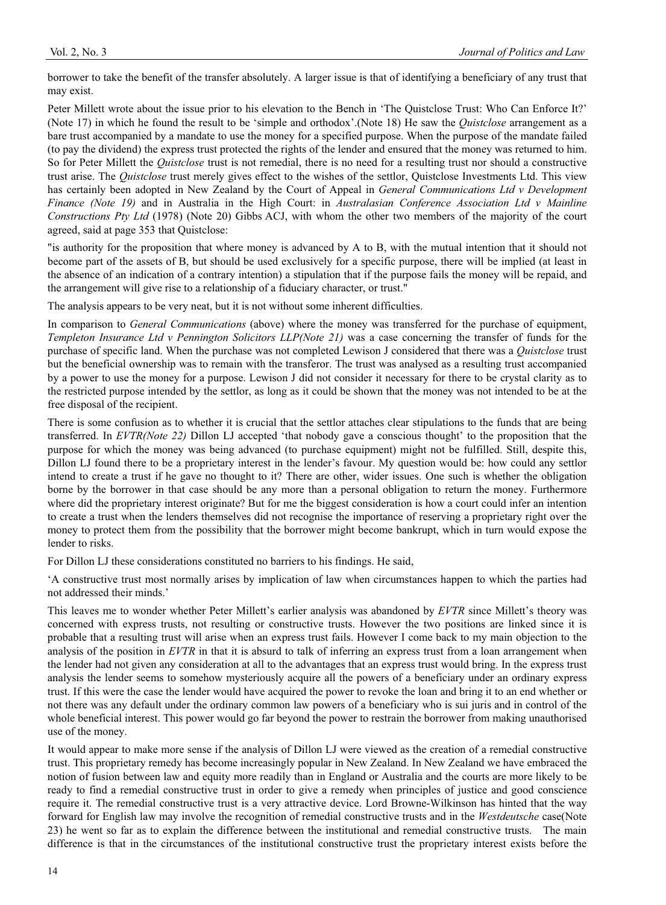borrower to take the benefit of the transfer absolutely. A larger issue is that of identifying a beneficiary of any trust that may exist.

Peter Millett wrote about the issue prior to his elevation to the Bench in 'The Quistclose Trust: Who Can Enforce It?' (Note 17) in which he found the result to be 'simple and orthodox'.(Note 18) He saw the *Quistclose* arrangement as a bare trust accompanied by a mandate to use the money for a specified purpose. When the purpose of the mandate failed (to pay the dividend) the express trust protected the rights of the lender and ensured that the money was returned to him. So for Peter Millett the *Quistclose* trust is not remedial, there is no need for a resulting trust nor should a constructive trust arise. The *Quistclose* trust merely gives effect to the wishes of the settlor, Quistclose Investments Ltd. This view has certainly been adopted in New Zealand by the Court of Appeal in *General Communications Ltd v Development Finance (Note 19)* and in Australia in the High Court: in *Australasian Conference Association Ltd v Mainline Constructions Pty Ltd* (1978) (Note 20) Gibbs ACJ, with whom the other two members of the majority of the court agreed, said at page 353 that Quistclose:

"is authority for the proposition that where money is advanced by A to B, with the mutual intention that it should not become part of the assets of B, but should be used exclusively for a specific purpose, there will be implied (at least in the absence of an indication of a contrary intention) a stipulation that if the purpose fails the money will be repaid, and the arrangement will give rise to a relationship of a fiduciary character, or trust."

The analysis appears to be very neat, but it is not without some inherent difficulties.

In comparison to *General Communications* (above) where the money was transferred for the purchase of equipment, *Templeton Insurance Ltd v Pennington Solicitors LLP(Note 21)* was a case concerning the transfer of funds for the purchase of specific land. When the purchase was not completed Lewison J considered that there was a *Quistclose* trust but the beneficial ownership was to remain with the transferor. The trust was analysed as a resulting trust accompanied by a power to use the money for a purpose. Lewison J did not consider it necessary for there to be crystal clarity as to the restricted purpose intended by the settlor, as long as it could be shown that the money was not intended to be at the free disposal of the recipient.

There is some confusion as to whether it is crucial that the settlor attaches clear stipulations to the funds that are being transferred. In *EVTR(Note 22)* Dillon LJ accepted 'that nobody gave a conscious thought' to the proposition that the purpose for which the money was being advanced (to purchase equipment) might not be fulfilled. Still, despite this, Dillon LJ found there to be a proprietary interest in the lender's favour. My question would be: how could any settlor intend to create a trust if he gave no thought to it? There are other, wider issues. One such is whether the obligation borne by the borrower in that case should be any more than a personal obligation to return the money. Furthermore where did the proprietary interest originate? But for me the biggest consideration is how a court could infer an intention to create a trust when the lenders themselves did not recognise the importance of reserving a proprietary right over the money to protect them from the possibility that the borrower might become bankrupt, which in turn would expose the lender to risks.

For Dillon LJ these considerations constituted no barriers to his findings. He said,

'A constructive trust most normally arises by implication of law when circumstances happen to which the parties had not addressed their minds.'

This leaves me to wonder whether Peter Millett's earlier analysis was abandoned by *EVTR* since Millett's theory was concerned with express trusts, not resulting or constructive trusts. However the two positions are linked since it is probable that a resulting trust will arise when an express trust fails. However I come back to my main objection to the analysis of the position in *EVTR* in that it is absurd to talk of inferring an express trust from a loan arrangement when the lender had not given any consideration at all to the advantages that an express trust would bring. In the express trust analysis the lender seems to somehow mysteriously acquire all the powers of a beneficiary under an ordinary express trust. If this were the case the lender would have acquired the power to revoke the loan and bring it to an end whether or not there was any default under the ordinary common law powers of a beneficiary who is sui juris and in control of the whole beneficial interest. This power would go far beyond the power to restrain the borrower from making unauthorised use of the money.

It would appear to make more sense if the analysis of Dillon LJ were viewed as the creation of a remedial constructive trust. This proprietary remedy has become increasingly popular in New Zealand. In New Zealand we have embraced the notion of fusion between law and equity more readily than in England or Australia and the courts are more likely to be ready to find a remedial constructive trust in order to give a remedy when principles of justice and good conscience require it. The remedial constructive trust is a very attractive device. Lord Browne-Wilkinson has hinted that the way forward for English law may involve the recognition of remedial constructive trusts and in the *Westdeutsche* case(Note 23) he went so far as to explain the difference between the institutional and remedial constructive trusts. The main difference is that in the circumstances of the institutional constructive trust the proprietary interest exists before the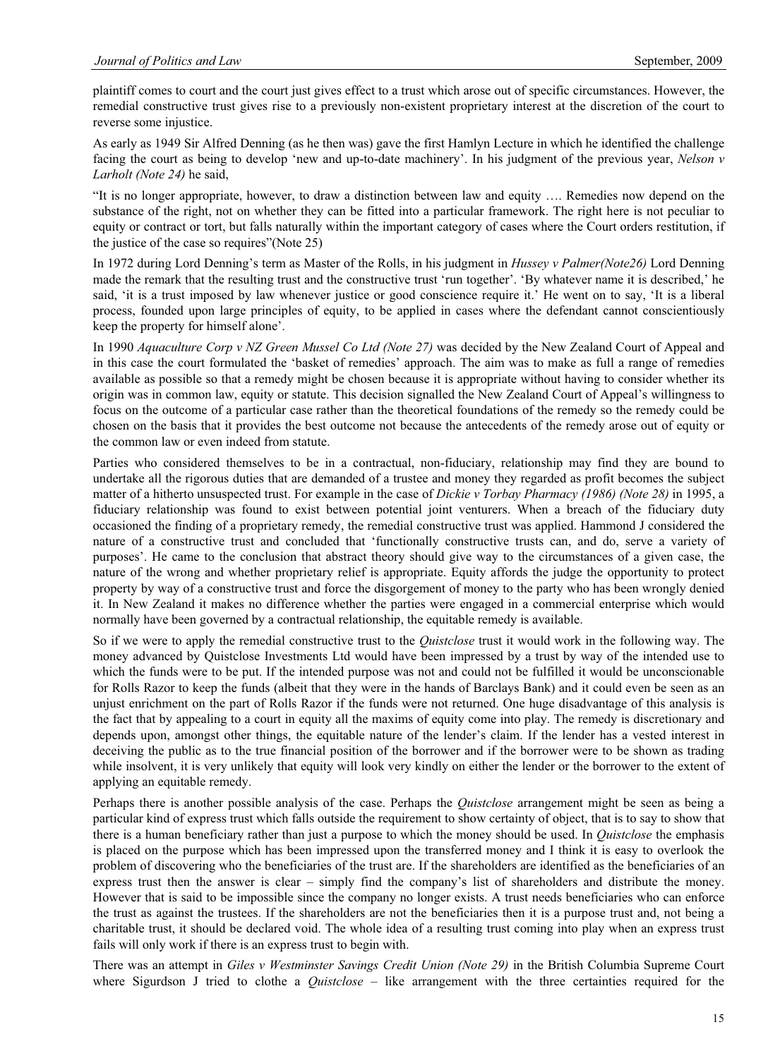plaintiff comes to court and the court just gives effect to a trust which arose out of specific circumstances. However, the remedial constructive trust gives rise to a previously non-existent proprietary interest at the discretion of the court to reverse some injustice.

As early as 1949 Sir Alfred Denning (as he then was) gave the first Hamlyn Lecture in which he identified the challenge facing the court as being to develop 'new and up-to-date machinery'. In his judgment of the previous year, *Nelson v Larholt (Note 24)* he said,

"It is no longer appropriate, however, to draw a distinction between law and equity …. Remedies now depend on the substance of the right, not on whether they can be fitted into a particular framework. The right here is not peculiar to equity or contract or tort, but falls naturally within the important category of cases where the Court orders restitution, if the justice of the case so requires"(Note 25)

In 1972 during Lord Denning's term as Master of the Rolls, in his judgment in *Hussey v Palmer(Note26)* Lord Denning made the remark that the resulting trust and the constructive trust 'run together'. 'By whatever name it is described,' he said, 'it is a trust imposed by law whenever justice or good conscience require it.' He went on to say, 'It is a liberal process, founded upon large principles of equity, to be applied in cases where the defendant cannot conscientiously keep the property for himself alone'.

In 1990 *Aquaculture Corp v NZ Green Mussel Co Ltd (Note 27)* was decided by the New Zealand Court of Appeal and in this case the court formulated the 'basket of remedies' approach. The aim was to make as full a range of remedies available as possible so that a remedy might be chosen because it is appropriate without having to consider whether its origin was in common law, equity or statute. This decision signalled the New Zealand Court of Appeal's willingness to focus on the outcome of a particular case rather than the theoretical foundations of the remedy so the remedy could be chosen on the basis that it provides the best outcome not because the antecedents of the remedy arose out of equity or the common law or even indeed from statute.

Parties who considered themselves to be in a contractual, non-fiduciary, relationship may find they are bound to undertake all the rigorous duties that are demanded of a trustee and money they regarded as profit becomes the subject matter of a hitherto unsuspected trust. For example in the case of *Dickie v Torbay Pharmacy (1986) (Note 28)* in 1995, a fiduciary relationship was found to exist between potential joint venturers. When a breach of the fiduciary duty occasioned the finding of a proprietary remedy, the remedial constructive trust was applied. Hammond J considered the nature of a constructive trust and concluded that 'functionally constructive trusts can, and do, serve a variety of purposes'. He came to the conclusion that abstract theory should give way to the circumstances of a given case, the nature of the wrong and whether proprietary relief is appropriate. Equity affords the judge the opportunity to protect property by way of a constructive trust and force the disgorgement of money to the party who has been wrongly denied it. In New Zealand it makes no difference whether the parties were engaged in a commercial enterprise which would normally have been governed by a contractual relationship, the equitable remedy is available.

So if we were to apply the remedial constructive trust to the *Quistclose* trust it would work in the following way. The money advanced by Quistclose Investments Ltd would have been impressed by a trust by way of the intended use to which the funds were to be put. If the intended purpose was not and could not be fulfilled it would be unconscionable for Rolls Razor to keep the funds (albeit that they were in the hands of Barclays Bank) and it could even be seen as an unjust enrichment on the part of Rolls Razor if the funds were not returned. One huge disadvantage of this analysis is the fact that by appealing to a court in equity all the maxims of equity come into play. The remedy is discretionary and depends upon, amongst other things, the equitable nature of the lender's claim. If the lender has a vested interest in deceiving the public as to the true financial position of the borrower and if the borrower were to be shown as trading while insolvent, it is very unlikely that equity will look very kindly on either the lender or the borrower to the extent of applying an equitable remedy.

Perhaps there is another possible analysis of the case. Perhaps the *Quistclose* arrangement might be seen as being a particular kind of express trust which falls outside the requirement to show certainty of object, that is to say to show that there is a human beneficiary rather than just a purpose to which the money should be used. In *Quistclose* the emphasis is placed on the purpose which has been impressed upon the transferred money and I think it is easy to overlook the problem of discovering who the beneficiaries of the trust are. If the shareholders are identified as the beneficiaries of an express trust then the answer is clear – simply find the company's list of shareholders and distribute the money. However that is said to be impossible since the company no longer exists. A trust needs beneficiaries who can enforce the trust as against the trustees. If the shareholders are not the beneficiaries then it is a purpose trust and, not being a charitable trust, it should be declared void. The whole idea of a resulting trust coming into play when an express trust fails will only work if there is an express trust to begin with.

There was an attempt in *Giles v Westminster Savings Credit Union (Note 29)* in the British Columbia Supreme Court where Sigurdson J tried to clothe a *Quistclose* – like arrangement with the three certainties required for the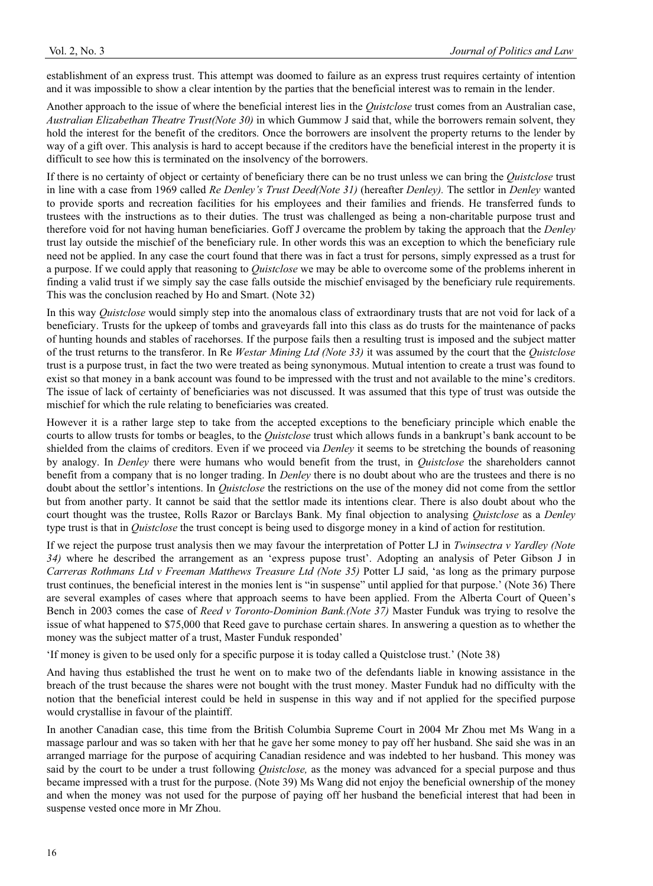establishment of an express trust. This attempt was doomed to failure as an express trust requires certainty of intention and it was impossible to show a clear intention by the parties that the beneficial interest was to remain in the lender.

Another approach to the issue of where the beneficial interest lies in the *Quistclose* trust comes from an Australian case, *Australian Elizabethan Theatre Trust(Note 30)* in which Gummow J said that, while the borrowers remain solvent, they hold the interest for the benefit of the creditors. Once the borrowers are insolvent the property returns to the lender by way of a gift over. This analysis is hard to accept because if the creditors have the beneficial interest in the property it is difficult to see how this is terminated on the insolvency of the borrowers.

If there is no certainty of object or certainty of beneficiary there can be no trust unless we can bring the *Quistclose* trust in line with a case from 1969 called *Re Denley's Trust Deed(Note 31)* (hereafter *Denley).* The settlor in *Denley* wanted to provide sports and recreation facilities for his employees and their families and friends. He transferred funds to trustees with the instructions as to their duties. The trust was challenged as being a non-charitable purpose trust and therefore void for not having human beneficiaries. Goff J overcame the problem by taking the approach that the *Denley* trust lay outside the mischief of the beneficiary rule. In other words this was an exception to which the beneficiary rule need not be applied. In any case the court found that there was in fact a trust for persons, simply expressed as a trust for a purpose. If we could apply that reasoning to *Quistclose* we may be able to overcome some of the problems inherent in finding a valid trust if we simply say the case falls outside the mischief envisaged by the beneficiary rule requirements. This was the conclusion reached by Ho and Smart. (Note 32)

In this way *Quistclose* would simply step into the anomalous class of extraordinary trusts that are not void for lack of a beneficiary. Trusts for the upkeep of tombs and graveyards fall into this class as do trusts for the maintenance of packs of hunting hounds and stables of racehorses. If the purpose fails then a resulting trust is imposed and the subject matter of the trust returns to the transferor. In Re *Westar Mining Ltd (Note 33)* it was assumed by the court that the *Quistclose* trust is a purpose trust, in fact the two were treated as being synonymous. Mutual intention to create a trust was found to exist so that money in a bank account was found to be impressed with the trust and not available to the mine's creditors. The issue of lack of certainty of beneficiaries was not discussed. It was assumed that this type of trust was outside the mischief for which the rule relating to beneficiaries was created.

However it is a rather large step to take from the accepted exceptions to the beneficiary principle which enable the courts to allow trusts for tombs or beagles, to the *Quistclose* trust which allows funds in a bankrupt's bank account to be shielded from the claims of creditors. Even if we proceed via *Denley* it seems to be stretching the bounds of reasoning by analogy. In *Denley* there were humans who would benefit from the trust, in *Quistclose* the shareholders cannot benefit from a company that is no longer trading. In *Denley* there is no doubt about who are the trustees and there is no doubt about the settlor's intentions. In *Quistclose* the restrictions on the use of the money did not come from the settlor but from another party. It cannot be said that the settlor made its intentions clear. There is also doubt about who the court thought was the trustee, Rolls Razor or Barclays Bank. My final objection to analysing *Quistclose* as a *Denley* type trust is that in *Quistclose* the trust concept is being used to disgorge money in a kind of action for restitution.

If we reject the purpose trust analysis then we may favour the interpretation of Potter LJ in *Twinsectra v Yardley (Note 34)* where he described the arrangement as an 'express pupose trust'. Adopting an analysis of Peter Gibson J in *Carreras Rothmans Ltd v Freeman Matthews Treasure Ltd (Note 35)* Potter LJ said, 'as long as the primary purpose trust continues, the beneficial interest in the monies lent is "in suspense" until applied for that purpose.' (Note 36) There are several examples of cases where that approach seems to have been applied. From the Alberta Court of Queen's Bench in 2003 comes the case of *Reed v Toronto-Dominion Bank.(Note 37)* Master Funduk was trying to resolve the issue of what happened to $75,000 that Reed gave to purchase certain shares. In answering a question as to whether the money was the subject matter of a trust, Master Funduk responded'

'If money is given to be used only for a specific purpose it is today called a Quistclose trust.' (Note 38)

And having thus established the trust he went on to make two of the defendants liable in knowing assistance in the breach of the trust because the shares were not bought with the trust money. Master Funduk had no difficulty with the notion that the beneficial interest could be held in suspense in this way and if not applied for the specified purpose would crystallise in favour of the plaintiff.

In another Canadian case, this time from the British Columbia Supreme Court in 2004 Mr Zhou met Ms Wang in a massage parlour and was so taken with her that he gave her some money to pay off her husband. She said she was in an arranged marriage for the purpose of acquiring Canadian residence and was indebted to her husband. This money was said by the court to be under a trust following *Quistclose,* as the money was advanced for a special purpose and thus became impressed with a trust for the purpose. (Note 39) Ms Wang did not enjoy the beneficial ownership of the money and when the money was not used for the purpose of paying off her husband the beneficial interest that had been in suspense vested once more in Mr Zhou.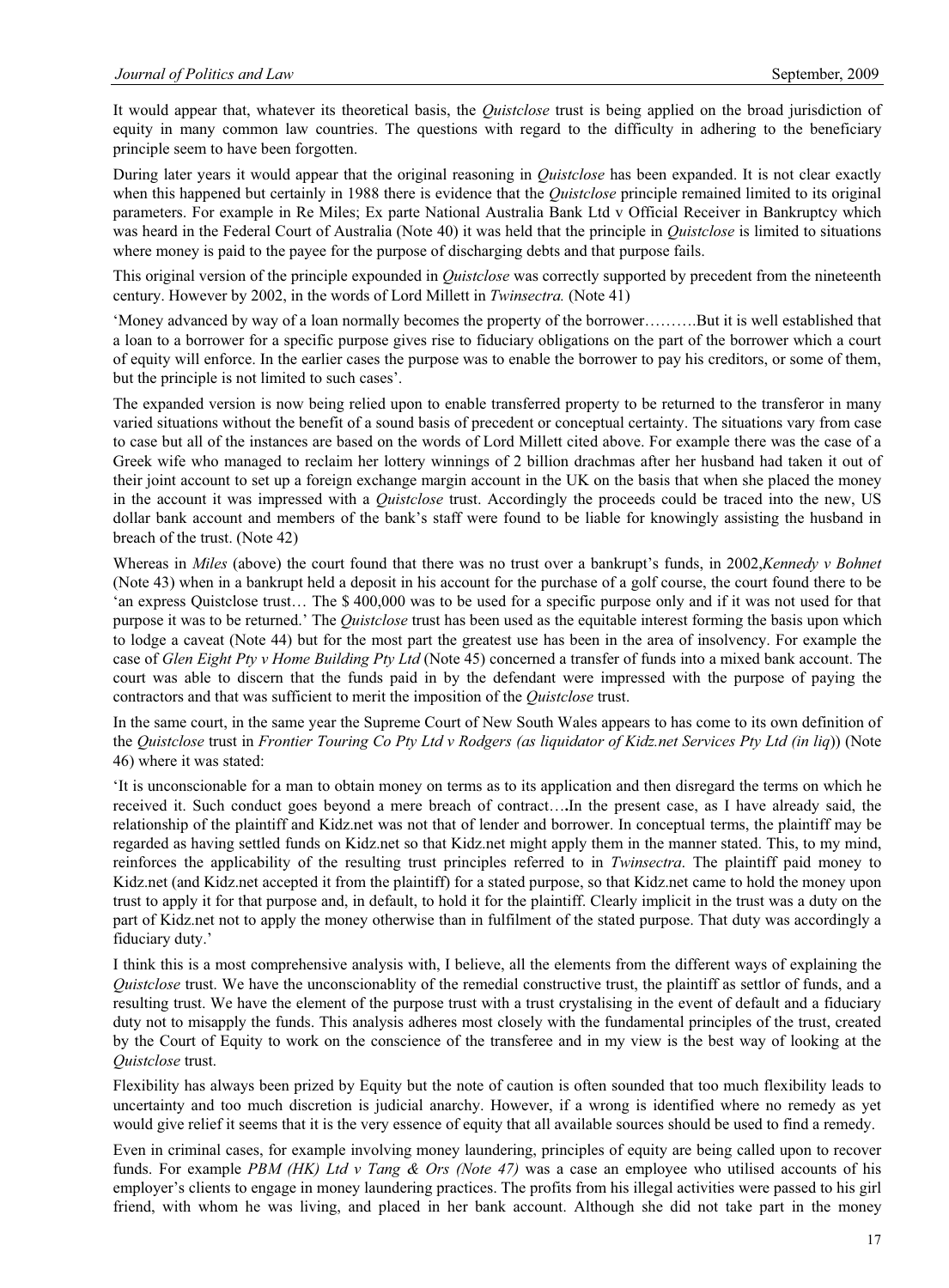It would appear that, whatever its theoretical basis, the *Quistclose* trust is being applied on the broad jurisdiction of equity in many common law countries. The questions with regard to the difficulty in adhering to the beneficiary principle seem to have been forgotten.

During later years it would appear that the original reasoning in *Quistclose* has been expanded. It is not clear exactly when this happened but certainly in 1988 there is evidence that the *Quistclose* principle remained limited to its original parameters. For example in Re Miles; Ex parte National Australia Bank Ltd v Official Receiver in Bankruptcy which was heard in the Federal Court of Australia (Note 40) it was held that the principle in *Quistclose* is limited to situations where money is paid to the payee for the purpose of discharging debts and that purpose fails.

This original version of the principle expounded in *Quistclose* was correctly supported by precedent from the nineteenth century. However by 2002, in the words of Lord Millett in *Twinsectra.* (Note 41)

'Money advanced by way of a loan normally becomes the property of the borrower……….But it is well established that a loan to a borrower for a specific purpose gives rise to fiduciary obligations on the part of the borrower which a court of equity will enforce. In the earlier cases the purpose was to enable the borrower to pay his creditors, or some of them, but the principle is not limited to such cases'.

The expanded version is now being relied upon to enable transferred property to be returned to the transferor in many varied situations without the benefit of a sound basis of precedent or conceptual certainty. The situations vary from case to case but all of the instances are based on the words of Lord Millett cited above. For example there was the case of a Greek wife who managed to reclaim her lottery winnings of 2 billion drachmas after her husband had taken it out of their joint account to set up a foreign exchange margin account in the UK on the basis that when she placed the money in the account it was impressed with a *Quistclose* trust. Accordingly the proceeds could be traced into the new, US dollar bank account and members of the bank's staff were found to be liable for knowingly assisting the husband in breach of the trust. (Note 42)

Whereas in *Miles* (above) the court found that there was no trust over a bankrupt's funds, in 2002,*Kennedy v Bohnet* (Note 43) when in a bankrupt held a deposit in his account for the purchase of a golf course, the court found there to be 'an express Quistclose trust… The $ 400,000 was to be used for a specific purpose only and if it was not used for that purpose it was to be returned.' The *Quistclose* trust has been used as the equitable interest forming the basis upon which to lodge a caveat (Note 44) but for the most part the greatest use has been in the area of insolvency. For example the case of *Glen Eight Pty v Home Building Pty Ltd* (Note 45) concerned a transfer of funds into a mixed bank account. The court was able to discern that the funds paid in by the defendant were impressed with the purpose of paying the contractors and that was sufficient to merit the imposition of the *Quistclose* trust.

In the same court, in the same year the Supreme Court of New South Wales appears to has come to its own definition of the *Quistclose* trust in *Frontier Touring Co Pty Ltd v Rodgers (as liquidator of Kidz.net Services Pty Ltd (in liq)*) (Note 46) where it was stated:

'It is unconscionable for a man to obtain money on terms as to its application and then disregard the terms on which he received it. Such conduct goes beyond a mere breach of contract….**I**n the present case, as I have already said, the relationship of the plaintiff and Kidz.net was not that of lender and borrower. In conceptual terms, the plaintiff may be regarded as having settled funds on Kidz.net so that Kidz.net might apply them in the manner stated. This, to my mind, reinforces the applicability of the resulting trust principles referred to in *Twinsectra.* The plaintiff paid money to Kidz.net (and Kidz.net accepted it from the plaintiff) for a stated purpose, so that Kidz.net came to hold the money upon trust to apply it for that purpose and, in default, to hold it for the plaintiff. Clearly implicit in the trust was a duty on the part of Kidz.net not to apply the money otherwise than in fulfilment of the stated purpose. That duty was accordingly a fiduciary duty.'

I think this is a most comprehensive analysis with, I believe, all the elements from the different ways of explaining the *Quistclose* trust. We have the unconscionablity of the remedial constructive trust, the plaintiff as settlor of funds, and a resulting trust. We have the element of the purpose trust with a trust crystalising in the event of default and a fiduciary duty not to misapply the funds. This analysis adheres most closely with the fundamental principles of the trust, created by the Court of Equity to work on the conscience of the transferee and in my view is the best way of looking at the *Quistclose* trust.

Flexibility has always been prized by Equity but the note of caution is often sounded that too much flexibility leads to uncertainty and too much discretion is judicial anarchy. However, if a wrong is identified where no remedy as yet would give relief it seems that it is the very essence of equity that all available sources should be used to find a remedy.

Even in criminal cases, for example involving money laundering, principles of equity are being called upon to recover funds. For example *PBM (HK) Ltd v Tang & Ors (Note 47)* was a case an employee who utilised accounts of his employer's clients to engage in money laundering practices. The profits from his illegal activities were passed to his girl friend, with whom he was living, and placed in her bank account. Although she did not take part in the money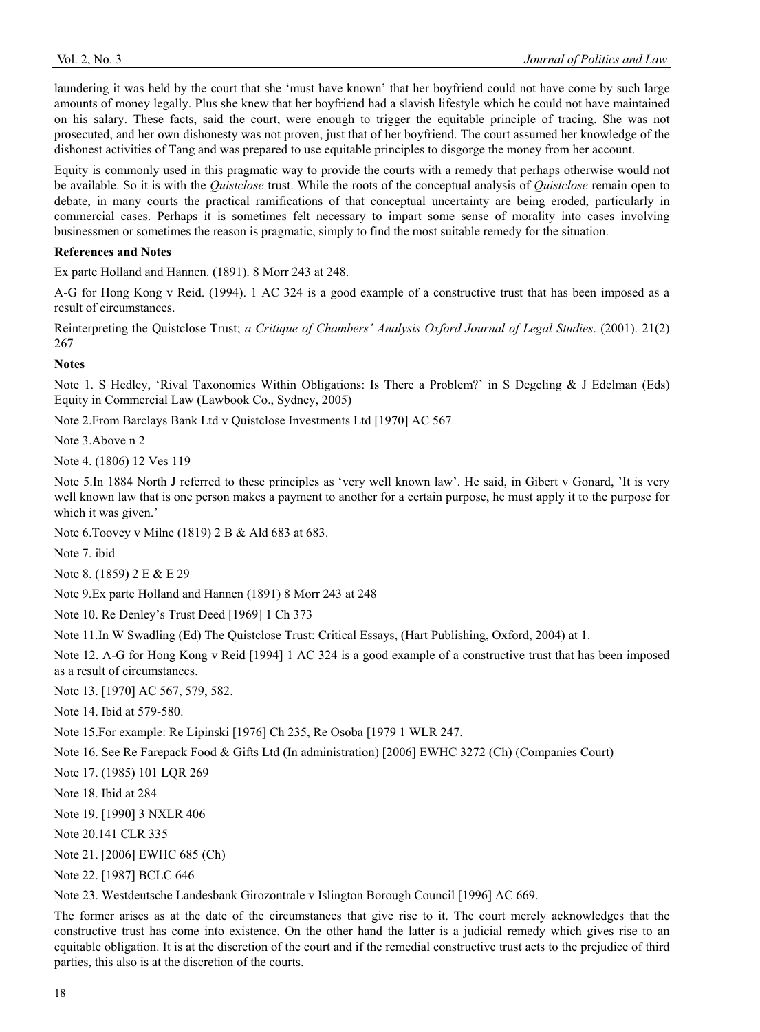laundering it was held by the court that she 'must have known' that her boyfriend could not have come by such large amounts of money legally. Plus she knew that her boyfriend had a slavish lifestyle which he could not have maintained on his salary. These facts, said the court, were enough to trigger the equitable principle of tracing. She was not prosecuted, and her own dishonesty was not proven, just that of her boyfriend. The court assumed her knowledge of the dishonest activities of Tang and was prepared to use equitable principles to disgorge the money from her account.

Equity is commonly used in this pragmatic way to provide the courts with a remedy that perhaps otherwise would not be available. So it is with the *Quistclose* trust. While the roots of the conceptual analysis of *Quistclose* remain open to debate, in many courts the practical ramifications of that conceptual uncertainty are being eroded, particularly in commercial cases. Perhaps it is sometimes felt necessary to impart some sense of morality into cases involving businessmen or sometimes the reason is pragmatic, simply to find the most suitable remedy for the situation.

**References and Notes**

Ex parte Holland and Hannen. (1891). 8 Morr 243 at 248.

A-G for Hong Kong v Reid. (1994). 1 AC 324 is a good example of a constructive trust that has been imposed as a result of circumstances.

Reinterpreting the Quistclose Trust; *a Critique of Chambers' Analysis Oxford Journal of Legal Studies*. (2001). 21(2) 267

**Notes**

Note 1. S Hedley, 'Rival Taxonomies Within Obligations: Is There a Problem?' in S Degeling & J Edelman (Eds) Equity in Commercial Law (Lawbook Co., Sydney, 2005)

Note 2.From Barclays Bank Ltd v Quistclose Investments Ltd [1970] AC 567

Note 3.Above n 2

Note 4. (1806) 12 Ves 119

Note 5.In 1884 North J referred to these principles as 'very well known law'. He said, in Gibert v Gonard, 'It is very well known law that is one person makes a payment to another for a certain purpose, he must apply it to the purpose for which it was given.'

Note 6.Toovey v Milne (1819) 2 B & Ald 683 at 683.

Note 7. ibid

Note 8. (1859) 2 E & E 29

Note 9.Ex parte Holland and Hannen (1891) 8 Morr 243 at 248

Note 10. Re Denley's Trust Deed [1969] 1 Ch 373

Note 11.In W Swadling (Ed) The Quistclose Trust: Critical Essays, (Hart Publishing, Oxford, 2004) at 1.

Note 12. A-G for Hong Kong v Reid [1994] 1 AC 324 is a good example of a constructive trust that has been imposed as a result of circumstances.

Note 13. [1970] AC 567, 579, 582.

Note 14. Ibid at 579-580.

Note 15.For example: Re Lipinski [1976] Ch 235, Re Osoba [1979 1 WLR 247.

Note 16. See Re Farepack Food & Gifts Ltd (In administration) [2006] EWHC 3272 (Ch) (Companies Court)

Note 17. (1985) 101 LQR 269

Note 18. Ibid at 284

Note 19. [1990] 3 NXLR 406

Note 20.141 CLR 335

Note 21. [2006] EWHC 685 (Ch)

Note 22. [1987] BCLC 646

Note 23. Westdeutsche Landesbank Girozontrale v Islington Borough Council [1996] AC 669.

The former arises as at the date of the circumstances that give rise to it. The court merely acknowledges that the constructive trust has come into existence. On the other hand the latter is a judicial remedy which gives rise to an equitable obligation. It is at the discretion of the court and if the remedial constructive trust acts to the prejudice of third parties, this also is at the discretion of the courts.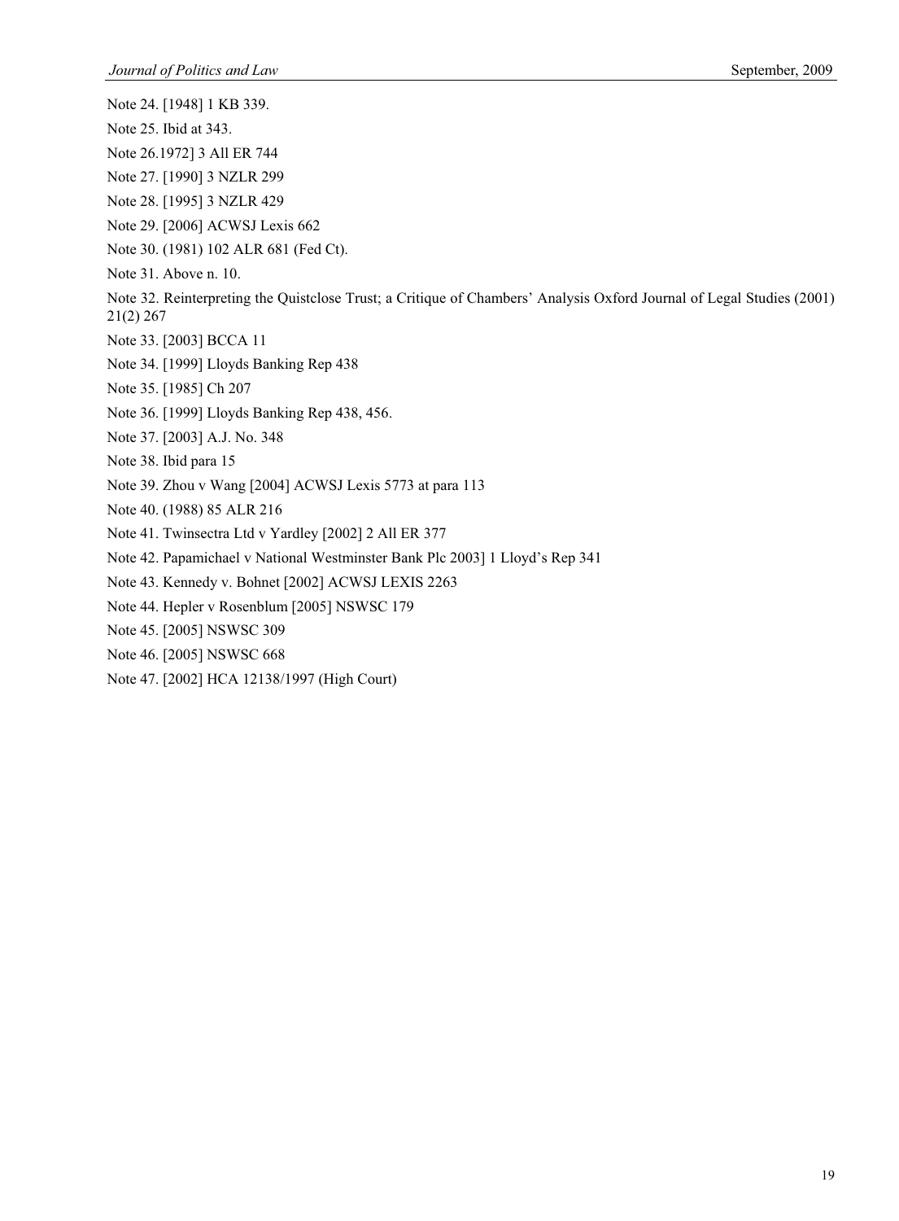Note 24. [1948] 1 KB 339.

Note 25. Ibid at 343.

Note 26.1972] 3 All ER 744

Note 27. [1990] 3 NZLR 299

Note 28. [1995] 3 NZLR 429

Note 29. [2006] ACWSJ Lexis 662

Note 30. (1981) 102 ALR 681 (Fed Ct).

Note 31. Above n. 10.

Note 32. Reinterpreting the Quistclose Trust; a Critique of Chambers' Analysis Oxford Journal of Legal Studies (2001) 21(2) 267

Note 33. [2003] BCCA 11

Note 34. [1999] Lloyds Banking Rep 438

Note 35. [1985] Ch 207

Note 36. [1999] Lloyds Banking Rep 438, 456.

Note 37. [2003] A.J. No. 348

Note 38. Ibid para 15

Note 39. Zhou v Wang [2004] ACWSJ Lexis 5773 at para 113

Note 40. (1988) 85 ALR 216

Note 41. Twinsectra Ltd v Yardley [2002] 2 All ER 377

Note 42. Papamichael v National Westminster Bank Plc 2003] 1 Lloyd's Rep 341

Note 43. Kennedy v. Bohnet [2002] ACWSJ LEXIS 2263

Note 44. Hepler v Rosenblum [2005] NSWSC 179

Note 45. [2005] NSWSC 309

Note 46. [2005] NSWSC 668

Note 47. [2002] HCA 12138/1997 (High Court)